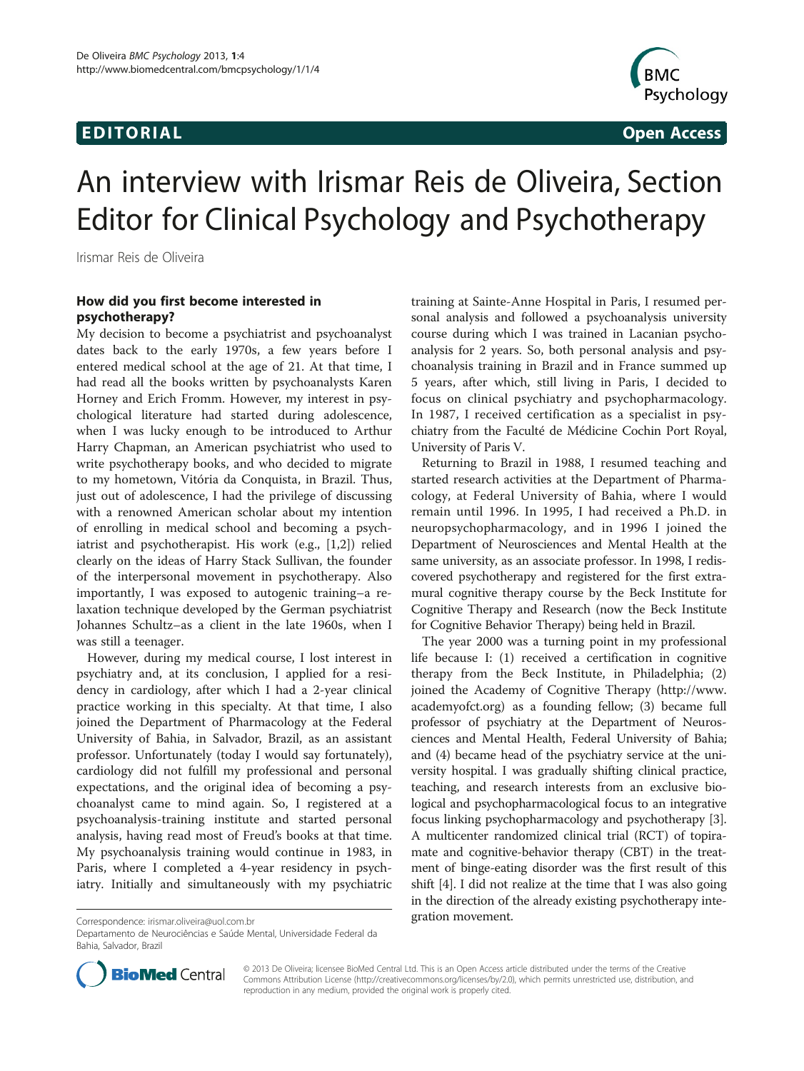EDITORIAL Open Access

# An interview with Irismar Reis de Oliveira, Section Editor for Clinical Psychology and Psychotherapy

Irismar Reis de Oliveira

## How did you first become interested in psychotherapy?

My decision to become a psychiatrist and psychoanalyst dates back to the early 1970s, a few years before I entered medical school at the age of 21. At that time, I had read all the books written by psychoanalysts Karen Horney and Erich Fromm. However, my interest in psychological literature had started during adolescence, when I was lucky enough to be introduced to Arthur Harry Chapman, an American psychiatrist who used to write psychotherapy books, and who decided to migrate to my hometown, Vitória da Conquista, in Brazil. Thus, just out of adolescence, I had the privilege of discussing with a renowned American scholar about my intention of enrolling in medical school and becoming a psychiatrist and psychotherapist. His work (e.g., [1,2]) relied clearly on the ideas of Harry Stack Sullivan, the founder of the interpersonal movement in psychotherapy. Also importantly, I was exposed to autogenic training–a relaxation technique developed by the German psychiatrist Johannes Schultz–as a client in the late 1960s, when I was still a teenager.

However, during my medical course, I lost interest in psychiatry and, at its conclusion, I applied for a residency in cardiology, after which I had a 2-year clinical practice working in this specialty. At that time, I also joined the Department of Pharmacology at the Federal University of Bahia, in Salvador, Brazil, as an assistant professor. Unfortunately (today I would say fortunately), cardiology did not fulfill my professional and personal expectations, and the original idea of becoming a psychoanalyst came to mind again. So, I registered at a psychoanalysis-training institute and started personal analysis, having read most of Freud's books at that time. My psychoanalysis training would continue in 1983, in Paris, where I completed a 4-year residency in psychiatry. Initially and simultaneously with my psychiatric training at Sainte-Anne Hospital in Paris, I resumed personal analysis and followed a psychoanalysis university course during which I was trained in Lacanian psychoanalysis for 2 years. So, both personal analysis and psychoanalysis training in Brazil and in France summed up 5 years, after which, still living in Paris, I decided to focus on clinical psychiatry and psychopharmacology. In 1987, I received certification as a specialist in psychiatry from the Faculté de Médicine Cochin Port Royal, University of Paris V.

Returning to Brazil in 1988, I resumed teaching and started research activities at the Department of Pharmacology, at Federal University of Bahia, where I would remain until 1996. In 1995, I had received a Ph.D. in neuropsychopharmacology, and in 1996 I joined the Department of Neurosciences and Mental Health at the same university, as an associate professor. In 1998, I rediscovered psychotherapy and registered for the first extramural cognitive therapy course by the Beck Institute for Cognitive Therapy and Research (now the Beck Institute for Cognitive Behavior Therapy) being held in Brazil.

The year 2000 was a turning point in my professional life because I: (1) received a certification in cognitive therapy from the Beck Institute, in Philadelphia; (2) joined the Academy of Cognitive Therapy (http://www.academyofct.org) as a founding fellow; (3) became full professor of psychiatry at the Department of Neurosciences and Mental Health, Federal University of Bahia; and (4) became head of the psychiatry service at the university hospital. I was gradually shifting clinical practice, teaching, and research interests from an exclusive biological and psychopharmacological focus to an integrative focus linking psychopharmacology and psychotherapy [3]. A multicenter randomized clinical trial (RCT) of topiramate and cognitive-behavior therapy (CBT) in the treatment of binge-eating disorder was the first result of this shift [4]. I did not realize at the time that I was also going in the direction of the already existing psychotherapy integration movement.

Correspondence: irismar.oliveira@uol.com.br

Departamento de Neurociências e Saúde Mental, Universidade Federal da Bahia, Salvador, Brazil

© 2013 De Oliveira; licensee BioMed Central Ltd. This is an Open Access article distributed under the terms of the Creative Commons Attribution License (http://creativecommons.org/licenses/by/2.0), which permits unrestricted use, distribution, and reproduction in any medium, provided the original work is properly cited.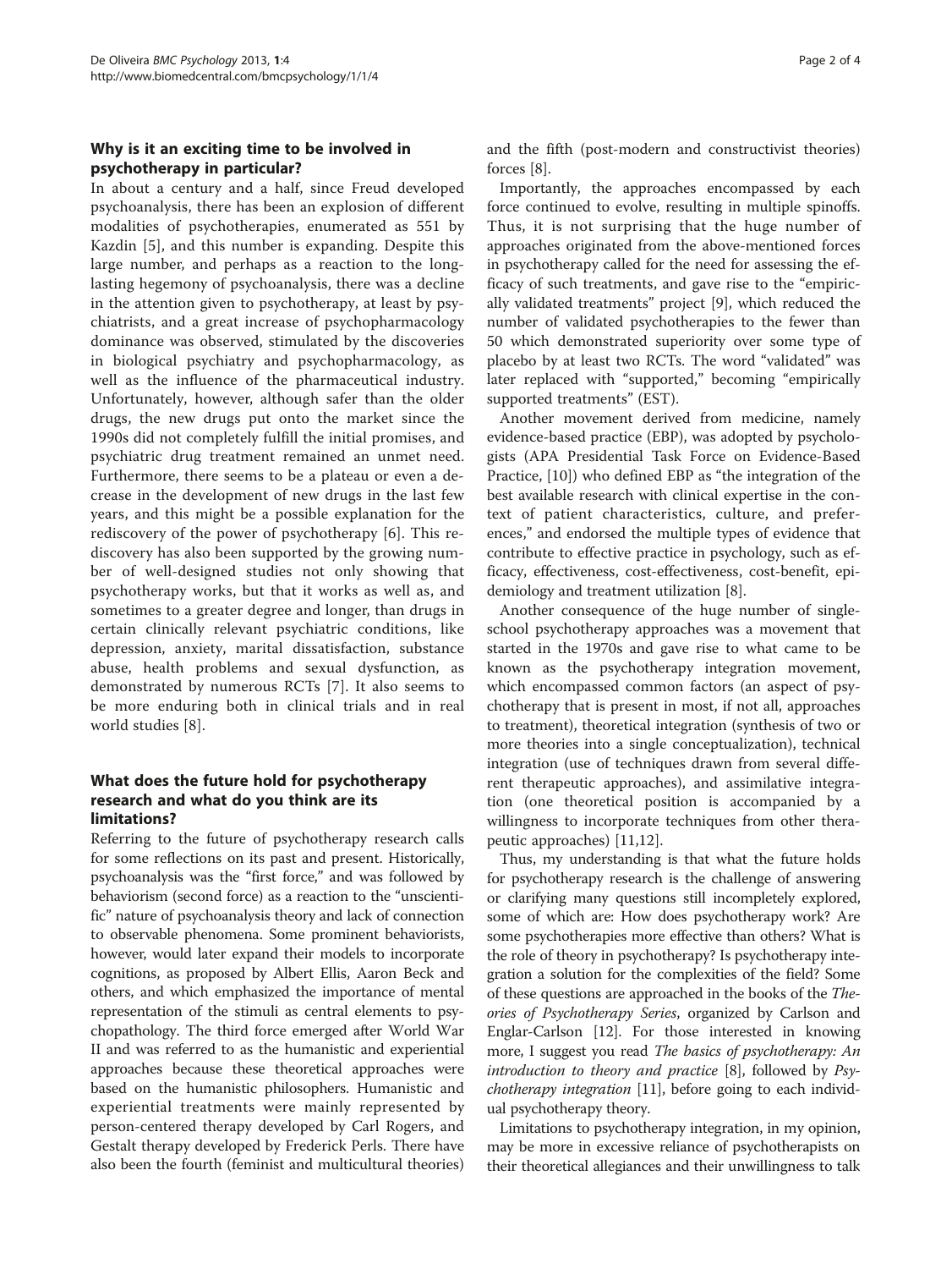## Why is it an exciting time to be involved in psychotherapy in particular?

In about a century and a half, since Freud developed psychoanalysis, there has been an explosion of different modalities of psychotherapies, enumerated as 551 by Kazdin [5], and this number is expanding. Despite this large number, and perhaps as a reaction to the long-lasting hegemony of psychoanalysis, there was a decline in the attention given to psychotherapy, at least by psychiatrists, and a great increase of psychopharmacology dominance was observed, stimulated by the discoveries in biological psychiatry and psychopharmacology, as well as the influence of the pharmaceutical industry. Unfortunately, however, although safer than the older drugs, the new drugs put onto the market since the 1990s did not completely fulfill the initial promises, and psychiatric drug treatment remained an unmet need. Furthermore, there seems to be a plateau or even a decrease in the development of new drugs in the last few years, and this might be a possible explanation for the rediscovery of the power of psychotherapy [6]. This rediscovery has also been supported by the growing number of well-designed studies not only showing that psychotherapy works, but that it works as well as, and sometimes to a greater degree and longer, than drugs in certain clinically relevant psychiatric conditions, like depression, anxiety, marital dissatisfaction, substance abuse, health problems and sexual dysfunction, as demonstrated by numerous RCTs [7]. It also seems to be more enduring both in clinical trials and in real world studies [8].

## What does the future hold for psychotherapy research and what do you think are its limitations?

Referring to the future of psychotherapy research calls for some reflections on its past and present. Historically, psychoanalysis was the "first force," and was followed by behaviorism (second force) as a reaction to the "unscientific" nature of psychoanalysis theory and lack of connection to observable phenomena. Some prominent behaviorists, however, would later expand their models to incorporate cognitions, as proposed by Albert Ellis, Aaron Beck and others, and which emphasized the importance of mental representation of the stimuli as central elements to psychopathology. The third force emerged after World War II and was referred to as the humanistic and experiential approaches because these theoretical approaches were based on the humanistic philosophers. Humanistic and experiential treatments were mainly represented by person-centered therapy developed by Carl Rogers, and Gestalt therapy developed by Frederick Perls. There have also been the fourth (feminist and multicultural theories) and the fifth (post-modern and constructivist theories) forces [8].

Importantly, the approaches encompassed by each force continued to evolve, resulting in multiple spinoffs. Thus, it is not surprising that the huge number of approaches originated from the above-mentioned forces in psychotherapy called for the need for assessing the efficacy of such treatments, and gave rise to the "empirically validated treatments" project [9], which reduced the number of validated psychotherapies to the fewer than 50 which demonstrated superiority over some type of placebo by at least two RCTs. The word "validated" was later replaced with "supported," becoming "empirically supported treatments" (EST).

Another movement derived from medicine, namely evidence-based practice (EBP), was adopted by psychologists (APA Presidential Task Force on Evidence-Based Practice, [10]) who defined EBP as "the integration of the best available research with clinical expertise in the context of patient characteristics, culture, and preferences," and endorsed the multiple types of evidence that contribute to effective practice in psychology, such as efficacy, effectiveness, cost-effectiveness, cost-benefit, epidemiology and treatment utilization [8].

Another consequence of the huge number of single-school psychotherapy approaches was a movement that started in the 1970s and gave rise to what came to be known as the psychotherapy integration movement, which encompassed common factors (an aspect of psychotherapy that is present in most, if not all, approaches to treatment), theoretical integration (synthesis of two or more theories into a single conceptualization), technical integration (use of techniques drawn from several different therapeutic approaches), and assimilative integration (one theoretical position is accompanied by a willingness to incorporate techniques from other therapeutic approaches) [11,12].

Thus, my understanding is that what the future holds for psychotherapy research is the challenge of answering or clarifying many questions still incompletely explored, some of which are: How does psychotherapy work? Are some psychotherapies more effective than others? What is the role of theory in psychotherapy? Is psychotherapy integration a solution for the complexities of the field? Some of these questions are approached in the books of the *Theories of Psychotherapy Series*, organized by Carlson and Englar-Carlson [12]. For those interested in knowing more, I suggest you read *The basics of psychotherapy: An introduction to theory and practice* [8], followed by *Psychotherapy integration* [11], before going to each individual psychotherapy theory.

Limitations to psychotherapy integration, in my opinion, may be more in excessive reliance of psychotherapists on their theoretical allegiances and their unwillingness to talk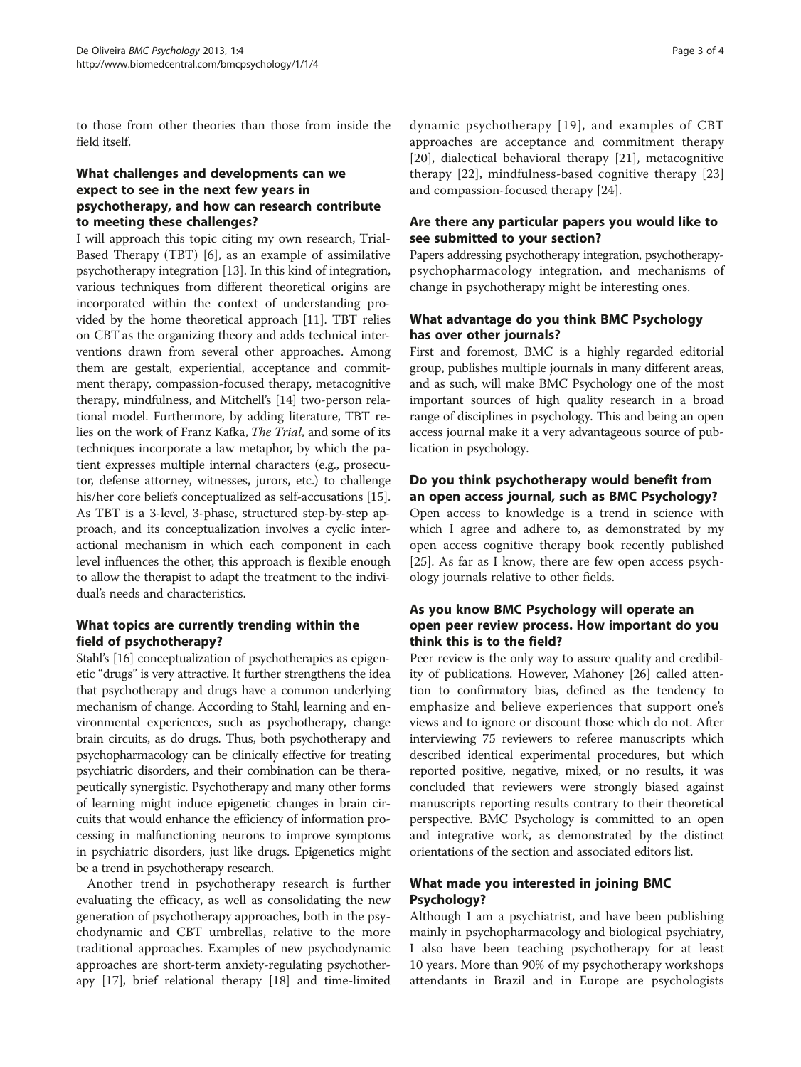to those from other theories than those from inside the field itself.

### What challenges and developments can we expect to see in the next few years in psychotherapy, and how can research contribute to meeting these challenges?

I will approach this topic citing my own research, Trial-Based Therapy (TBT) [6], as an example of assimilative psychotherapy integration [13]. In this kind of integration, various techniques from different theoretical origins are incorporated within the context of understanding provided by the home theoretical approach [11]. TBT relies on CBT as the organizing theory and adds technical interventions drawn from several other approaches. Among them are gestalt, experiential, acceptance and commitment therapy, compassion-focused therapy, metacognitive therapy, mindfulness, and Mitchell's [14] two-person relational model. Furthermore, by adding literature, TBT relies on the work of Franz Kafka, *The Trial*, and some of its techniques incorporate a law metaphor, by which the patient expresses multiple internal characters (e.g., prosecutor, defense attorney, witnesses, jurors, etc.) to challenge his/her core beliefs conceptualized as self-accusations [15]. As TBT is a 3-level, 3-phase, structured step-by-step approach, and its conceptualization involves a cyclic interactional mechanism in which each component in each level influences the other, this approach is flexible enough to allow the therapist to adapt the treatment to the individual's needs and characteristics.

### What topics are currently trending within the field of psychotherapy?

Stahl's [16] conceptualization of psychotherapies as epigenetic "drugs" is very attractive. It further strengthens the idea that psychotherapy and drugs have a common underlying mechanism of change. According to Stahl, learning and environmental experiences, such as psychotherapy, change brain circuits, as do drugs. Thus, both psychotherapy and psychopharmacology can be clinically effective for treating psychiatric disorders, and their combination can be therapeutically synergistic. Psychotherapy and many other forms of learning might induce epigenetic changes in brain circuits that would enhance the efficiency of information processing in malfunctioning neurons to improve symptoms in psychiatric disorders, just like drugs. Epigenetics might be a trend in psychotherapy research.

Another trend in psychotherapy research is further evaluating the efficacy, as well as consolidating the new generation of psychotherapy approaches, both in the psychodynamic and CBT umbrellas, relative to the more traditional approaches. Examples of new psychodynamic approaches are short-term anxiety-regulating psychotherapy [17], brief relational therapy [18] and time-limited dynamic psychotherapy [19], and examples of CBT approaches are acceptance and commitment therapy [20], dialectical behavioral therapy [21], metacognitive therapy [22], mindfulness-based cognitive therapy [23] and compassion-focused therapy [24].

### Are there any particular papers you would like to see submitted to your section?

Papers addressing psychotherapy integration, psychotherapy-psychopharmacology integration, and mechanisms of change in psychotherapy might be interesting ones.

### What advantage do you think BMC Psychology has over other journals?

First and foremost, BMC is a highly regarded editorial group, publishes multiple journals in many different areas, and as such, will make BMC Psychology one of the most important sources of high quality research in a broad range of disciplines in psychology. This and being an open access journal make it a very advantageous source of publication in psychology.

### Do you think psychotherapy would benefit from an open access journal, such as BMC Psychology?

Open access to knowledge is a trend in science with which I agree and adhere to, as demonstrated by my open access cognitive therapy book recently published [25]. As far as I know, there are few open access psychology journals relative to other fields.

### As you know BMC Psychology will operate an open peer review process. How important do you think this is to the field?

Peer review is the only way to assure quality and credibility of publications. However, Mahoney [26] called attention to confirmatory bias, defined as the tendency to emphasize and believe experiences that support one's views and to ignore or discount those which do not. After interviewing 75 reviewers to referee manuscripts which described identical experimental procedures, but which reported positive, negative, mixed, or no results, it was concluded that reviewers were strongly biased against manuscripts reporting results contrary to their theoretical perspective. BMC Psychology is committed to an open and integrative work, as demonstrated by the distinct orientations of the section and associated editors list.

### What made you interested in joining BMC Psychology?

Although I am a psychiatrist, and have been publishing mainly in psychopharmacology and biological psychiatry, I also have been teaching psychotherapy for at least 10 years. More than 90% of my psychotherapy workshops attendants in Brazil and in Europe are psychologists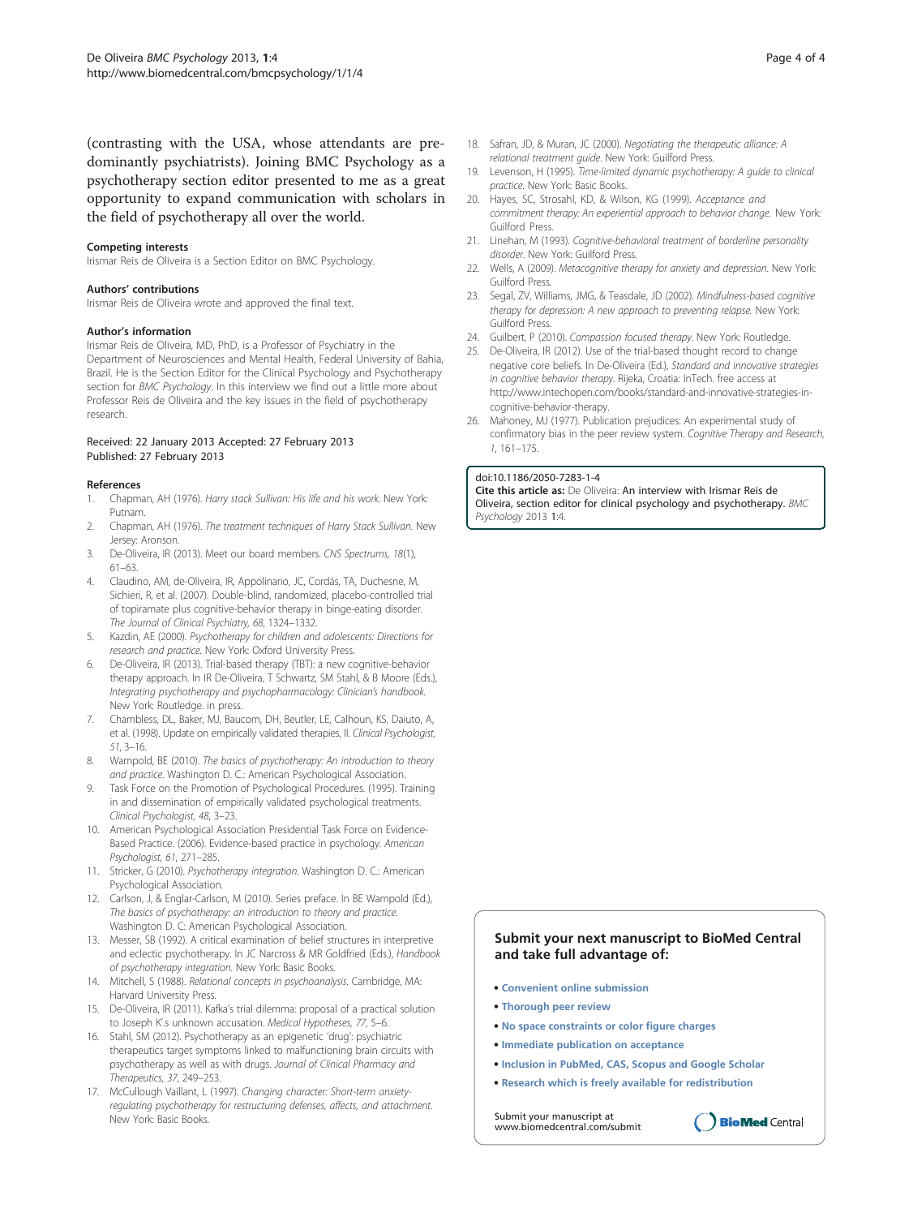(contrasting with the USA, whose attendants are predominantly psychiatrists). Joining BMC Psychology as a psychotherapy section editor presented to me as a great opportunity to expand communication with scholars in the field of psychotherapy all over the world.

#### Competing interests

Irismar Reis de Oliveira is a Section Editor on BMC Psychology.

#### Authors' contributions

Irismar Reis de Oliveira wrote and approved the final text.

#### Author's information

Irismar Reis de Oliveira, MD, PhD, is a Professor of Psychiatry in the Department of Neurosciences and Mental Health, Federal University of Bahia, Brazil. He is the Section Editor for the Clinical Psychology and Psychotherapy section for *BMC Psychology*. In this interview we find out a little more about Professor Reis de Oliveira and the key issues in the field of psychotherapy research.

Received: 22 January 2013 Accepted: 27 February 2013
Published: 27 February 2013

#### References

1. Chapman, AH (1976). *Harry stack Sullivan: His life and his work*. New York: Putnam.
2. Chapman, AH (1976). *The treatment techniques of Harry Stack Sullivan*. New Jersey: Aronson.
3. De-Oliveira, IR (2013). Meet our board members. *CNS Spectrums, 18*(1), 61–63.
4. Claudino, AM, de-Oliveira, IR, Appolinario, JC, Cordás, TA, Duchesne, M, Sichieri, R, et al. (2007). Double-blind, randomized, placebo-controlled trial of topiramate plus cognitive-behavior therapy in binge-eating disorder. *The Journal of Clinical Psychiatry, 68*, 1324–1332.
5. Kazdin, AE (2000). *Psychotherapy for children and adolescents: Directions for research and practice*. New York: Oxford University Press.
6. De-Oliveira, IR (2013). Trial-based therapy (TBT): a new cognitive-behavior therapy approach. In IR De-Oliveira, T Schwartz, SM Stahl, & B Moore (Eds.), *Integrating psychotherapy and psychopharmacology: Clinician's handbook*. New York: Routledge. in press.
7. Chambless, DL, Baker, MJ, Baucom, DH, Beutler, LE, Calhoun, KS, Daiuto, A, et al. (1998). Update on empirically validated therapies, II. *Clinical Psychologist, 51*, 3–16.
8. Wampold, BE (2010). *The basics of psychotherapy: An introduction to theory and practice*. Washington D. C.: American Psychological Association.
9. Task Force on the Promotion of Psychological Procedures. (1995). Training in and dissemination of empirically validated psychological treatments. *Clinical Psychologist, 48*, 3–23.
10. American Psychological Association Presidential Task Force on Evidence-Based Practice. (2006). Evidence-based practice in psychology. *American Psychologist, 61*, 271–285.
11. Stricker, G (2010). *Psychotherapy integration*. Washington D. C.: American Psychological Association.
12. Carlson, J, & Englar-Carlson, M (2010). Series preface. In BE Wampold (Ed.), *The basics of psychotherapy: an introduction to theory and practice*. Washington D. C: American Psychological Association.
13. Messer, SB (1992). A critical examination of belief structures in interpretive and eclectic psychotherapy. In JC Narcross & MR Goldfried (Eds.), *Handbook of psychotherapy integration*. New York: Basic Books.
14. Mitchell, S (1988). *Relational concepts in psychoanalysis*. Cambridge, MA: Harvard University Press.
15. De-Oliveira, IR (2011). Kafka's trial dilemma: proposal of a practical solution to Joseph K.'s unknown accusation. *Medical Hypotheses, 77*, 5–6.
16. Stahl, SM (2012). Psychotherapy as an epigenetic 'drug': psychiatric therapeutics target symptoms linked to malfunctioning brain circuits with psychotherapy as well as with drugs. *Journal of Clinical Pharmacy and Therapeutics, 37*, 249–253.
17. McCullough Vaillant, L (1997). *Changing character: Short-term anxiety-regulating psychotherapy for restructuring defenses, affects, and attachment*. New York: Basic Books.
18. Safran, JD, & Muran, JC (2000). *Negotiating the therapeutic alliance: A relational treatment guide*. New York: Guilford Press.
19. Levenson, H (1995). *Time-limited dynamic psychotherapy: A guide to clinical practice*. New York: Basic Books.
20. Hayes, SC, Strosahl, KD, & Wilson, KG (1999). *Acceptance and commitment therapy: An experiential approach to behavior change*. New York: Guilford Press.
21. Linehan, M (1993). *Cognitive-behavioral treatment of borderline personality disorder*. New York: Guilford Press.
22. Wells, A (2009). *Metacognitive therapy for anxiety and depression*. New York: Guilford Press.
23. Segal, ZV, Williams, JMG, & Teasdale, JD (2002). *Mindfulness-based cognitive therapy for depression: A new approach to preventing relapse*. New York: Guilford Press.
24. Guilbert, P (2010). *Compassion focused therapy*. New York: Routledge.
25. De-Oliveira, IR (2012). Use of the trial-based thought record to change negative core beliefs. In De-Oliveira (Ed.), *Standard and innovative strategies in cognitive behavior therapy*. Rijeka, Croatia: InTech. free access at http://www.intechopen.com/books/standard-and-innovative-strategies-in-cognitive-behavior-therapy.
26. Mahoney, MJ (1977). Publication prejudices: An experimental study of confirmatory bias in the peer review system. *Cognitive Therapy and Research, 1*, 161–175.

doi:10.1186/2050-7283-1-4

**Cite this article as:** De Oliveira: An interview with Irismar Reis de Oliveira, section editor for clinical psychology and psychotherapy. *BMC Psychology* 2013 **1**:4.

**Submit your next manuscript to BioMed Central and take full advantage of:**

- **Convenient online submission**
- **Thorough peer review**
- **No space constraints or color figure charges**
- **Immediate publication on acceptance**
- **Inclusion in PubMed, CAS, Scopus and Google Scholar**
- **Research which is freely available for redistribution**

Submit your manuscript at
www.biomedcentral.com/submit